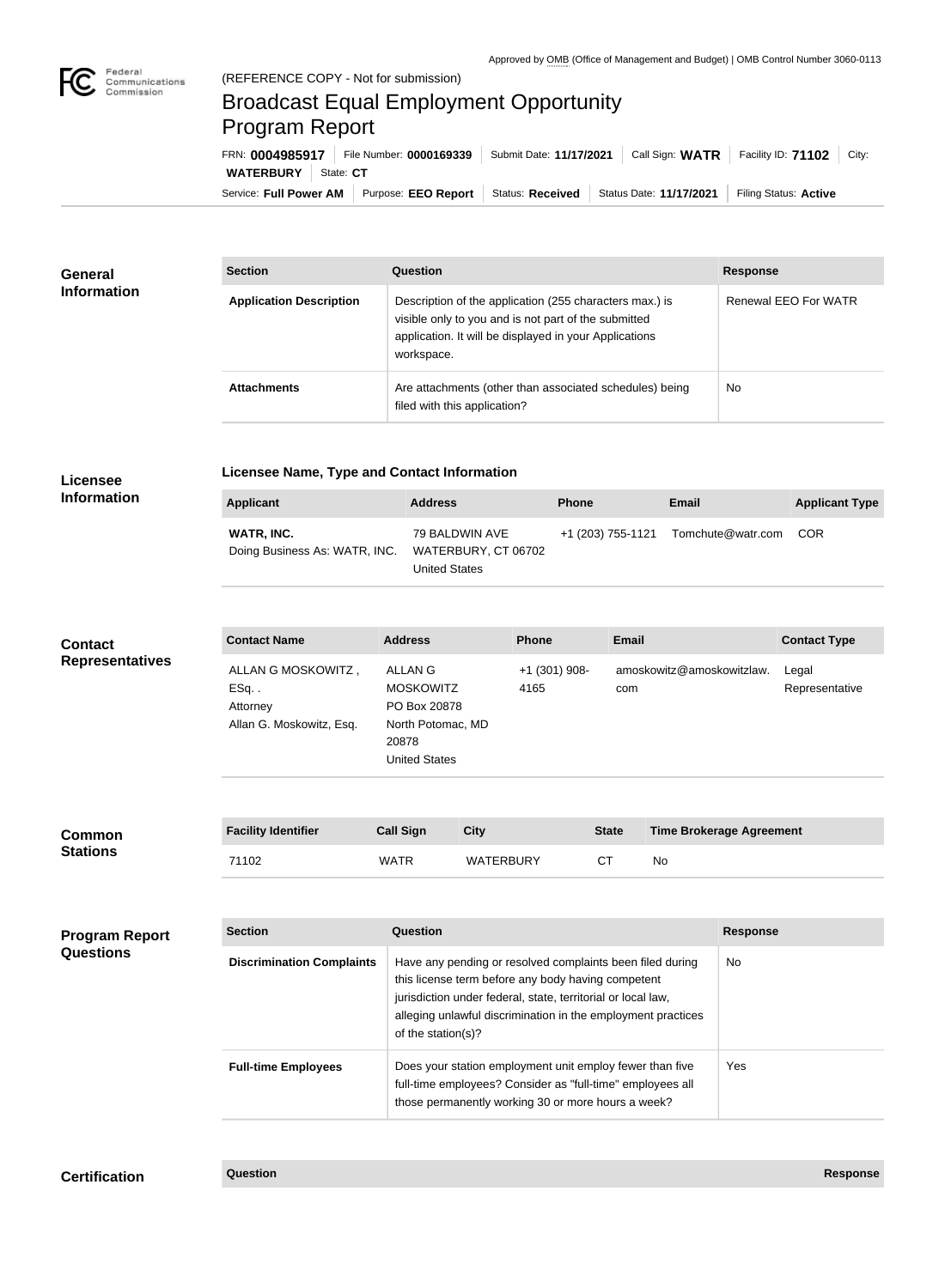Approved by OMB (Office of Management and Budget) | OMB Control Number 3060-0113

Federal Communications Commission

(REFERENCE COPY - Not for submission)

# Broadcast Equal Employment Opportunity Program Report

FRN: **0004985917** | File Number: **0000169339** | Submit Date: **11/17/2021** | Call Sign: **WATR** | Facility ID: **71102** | City: **WATERBURY** | State: **CT**

Service: **Full Power AM** | Purpose: **EEO Report** | Status: **Received** | Status Date: **11/17/2021** | Filing Status: **Active**

## General Information

| Section | Question | Response |
| --- | --- | --- |
| **Application Description** | Description of the application (255 characters max.) is visible only to you and is not part of the submitted application. It will be displayed in your Applications workspace. | Renewal EEO For WATR |
| **Attachments** | Are attachments (other than associated schedules) being filed with this application? | No |

## Licensee Information

### Licensee Name, Type and Contact Information

| Applicant | Address | Phone | Email | Applicant Type |
| --- | --- | --- | --- | --- |
| **WATR, INC.** Doing Business As: WATR, INC. | 79 BALDWIN AVE WATERBURY, CT 06702 United States | +1 (203) 755-1121 | Tomchute@watr.com | COR |

## Contact Representatives

| Contact Name | Address | Phone | Email | Contact Type |
| --- | --- | --- | --- | --- |
| ALLAN G MOSKOWITZ , ESq. . Attorney Allan G. Moskowitz, Esq. | ALLAN G MOSKOWITZ PO Box 20878 North Potomac, MD 20878 United States | +1 (301) 908-4165 | amoskowitz@amoskowitzlaw.com | Legal Representative |

## Common Stations

| Facility Identifier | Call Sign | City | State | Time Brokerage Agreement |
| --- | --- | --- | --- | --- |
| 71102 | WATR | WATERBURY | CT | No |

## Program Report Questions

| Section | Question | Response |
| --- | --- | --- |
| **Discrimination Complaints** | Have any pending or resolved complaints been filed during this license term before any body having competent jurisdiction under federal, state, territorial or local law, alleging unlawful discrimination in the employment practices of the station(s)? | No |
| **Full-time Employees** | Does your station employment unit employ fewer than five full-time employees? Consider as "full-time" employees all those permanently working 30 or more hours a week? | Yes |

## Certification

| Question | Response |
| --- | --- |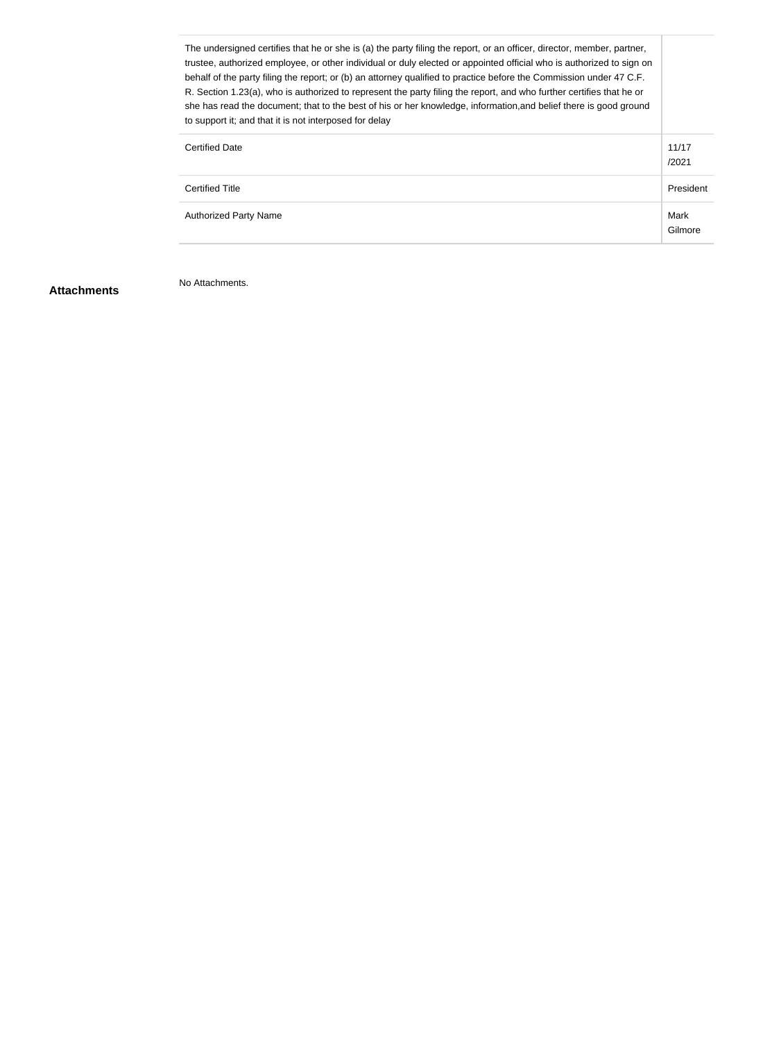| | |
|---|---|
| The undersigned certifies that he or she is (a) the party filing the report, or an officer, director, member, partner, trustee, authorized employee, or other individual or duly elected or appointed official who is authorized to sign on behalf of the party filing the report; or (b) an attorney qualified to practice before the Commission under 47 C.F. R. Section 1.23(a), who is authorized to represent the party filing the report, and who further certifies that he or she has read the document; that to the best of his or her knowledge, information,and belief there is good ground to support it; and that it is not interposed for delay | |
| Certified Date | 11/17/2021 |
| Certified Title | President |
| Authorized Party Name | Mark Gilmore |

**Attachments**

No Attachments.